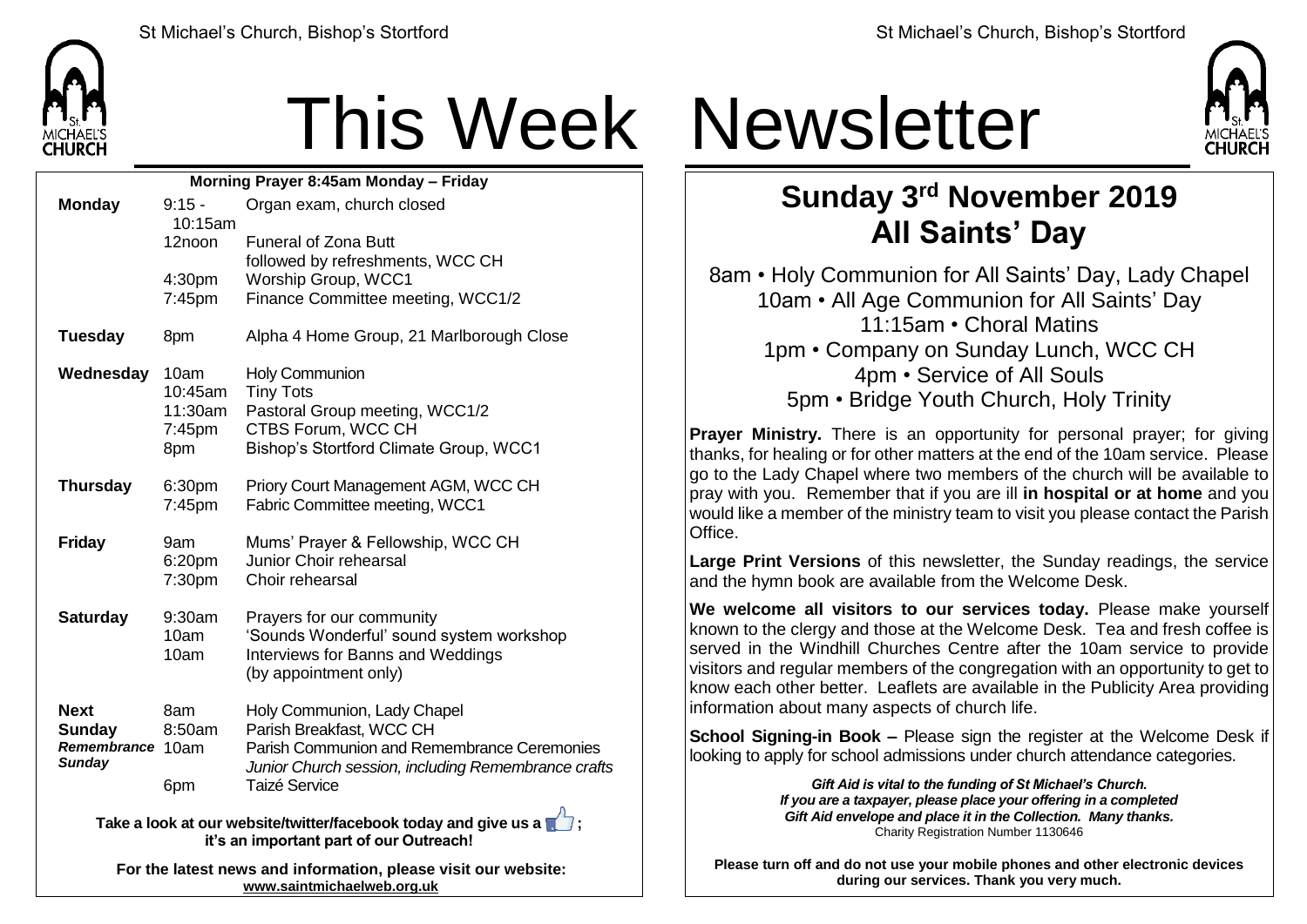# This Week Newsletter

**Morning Prayer 8:45am Monday – Friday**

| Day | Time | Event |
|---|---|---|
| **Monday** | 9:15 - 10:15am | Organ exam, church closed |
| | 12noon | Funeral of Zona Butt followed by refreshments, WCC CH |
| | 4:30pm | Worship Group, WCC1 |
| | 7:45pm | Finance Committee meeting, WCC1/2 |
| **Tuesday** | 8pm | Alpha 4 Home Group, 21 Marlborough Close |
| **Wednesday** | 10am | Holy Communion |
| | 10:45am | Tiny Tots |
| | 11:30am | Pastoral Group meeting, WCC1/2 |
| | 7:45pm | CTBS Forum, WCC CH |
| | 8pm | Bishop's Stortford Climate Group, WCC1 |
| **Thursday** | 6:30pm | Priory Court Management AGM, WCC CH |
| | 7:45pm | Fabric Committee meeting, WCC1 |
| **Friday** | 9am | Mums' Prayer & Fellowship, WCC CH |
| | 6:20pm | Junior Choir rehearsal |
| | 7:30pm | Choir rehearsal |
| **Saturday** | 9:30am | Prayers for our community |
| | 10am | 'Sounds Wonderful' sound system workshop |
| | 10am | Interviews for Banns and Weddings (by appointment only) |
| **Next Sunday** *Remembrance Sunday* | 8am | Holy Communion, Lady Chapel |
| | 8:50am | Parish Breakfast, WCC CH |
| | 10am | Parish Communion and Remembrance Ceremonies *Junior Church session, including Remembrance crafts* |
| | 6pm | Taizé Service |

**Take a look at our website/twitter/facebook today and give us a 👍; it's an important part of our Outreach!**

**For the latest news and information, please visit our website: www.saintmichaelweb.org.uk**

## Sunday 3rd November 2019
## All Saints' Day

8am • Holy Communion for All Saints' Day, Lady Chapel
10am • All Age Communion for All Saints' Day
11:15am • Choral Matins
1pm • Company on Sunday Lunch, WCC CH
4pm • Service of All Souls
5pm • Bridge Youth Church, Holy Trinity

**Prayer Ministry.** There is an opportunity for personal prayer; for giving thanks, for healing or for other matters at the end of the 10am service. Please go to the Lady Chapel where two members of the church will be available to pray with you. Remember that if you are ill **in hospital or at home** and you would like a member of the ministry team to visit you please contact the Parish Office.

**Large Print Versions** of this newsletter, the Sunday readings, the service and the hymn book are available from the Welcome Desk.

**We welcome all visitors to our services today.** Please make yourself known to the clergy and those at the Welcome Desk. Tea and fresh coffee is served in the Windhill Churches Centre after the 10am service to provide visitors and regular members of the congregation with an opportunity to get to know each other better. Leaflets are available in the Publicity Area providing information about many aspects of church life.

**School Signing-in Book –** Please sign the register at the Welcome Desk if looking to apply for school admissions under church attendance categories.

***Gift Aid is vital to the funding of St Michael's Church. If you are a taxpayer, please place your offering in a completed Gift Aid envelope and place it in the Collection. Many thanks.***
Charity Registration Number 1130646

**Please turn off and do not use your mobile phones and other electronic devices during our services. Thank you very much.**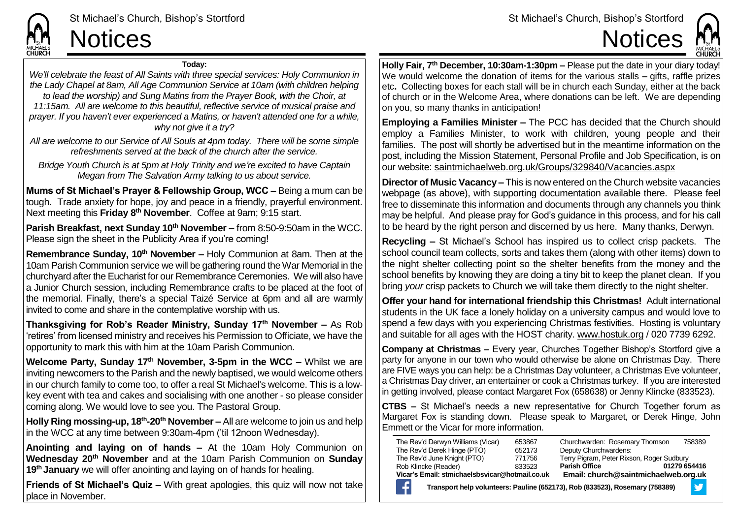# Notices

**Today:**

*We'll celebrate the feast of All Saints with three special services: Holy Communion in the Lady Chapel at 8am, All Age Communion Service at 10am (with children helping to lead the worship) and Sung Matins from the Prayer Book, with the Choir, at 11:15am. All are welcome to this beautiful, reflective service of musical praise and prayer. If you haven't ever experienced a Matins, or haven't attended one for a while, why not give it a try?*

*All are welcome to our Service of All Souls at 4pm today. There will be some simple refreshments served at the back of the church after the service.*

*Bridge Youth Church is at 5pm at Holy Trinity and we're excited to have Captain Megan from The Salvation Army talking to us about service.*

**Mums of St Michael's Prayer & Fellowship Group, WCC –** Being a mum can be tough. Trade anxiety for hope, joy and peace in a friendly, prayerful environment. Next meeting this **Friday 8th November**. Coffee at 9am; 9:15 start.

**Parish Breakfast, next Sunday 10th November –** from 8:50-9:50am in the WCC. Please sign the sheet in the Publicity Area if you're coming!

**Remembrance Sunday, 10th November –** Holy Communion at 8am. Then at the 10am Parish Communion service we will be gathering round the War Memorial in the churchyard after the Eucharist for our Remembrance Ceremonies. We will also have a Junior Church session, including Remembrance crafts to be placed at the foot of the memorial. Finally, there's a special Taizé Service at 6pm and all are warmly invited to come and share in the contemplative worship with us.

**Thanksgiving for Rob's Reader Ministry, Sunday 17th November –** As Rob 'retires' from licensed ministry and receives his Permission to Officiate, we have the opportunity to mark this with him at the 10am Parish Communion.

**Welcome Party, Sunday 17th November, 3-5pm in the WCC –** Whilst we are inviting newcomers to the Parish and the newly baptised, we would welcome others in our church family to come too, to offer a real St Michael's welcome. This is a low-key event with tea and cakes and socialising with one another - so please consider coming along. We would love to see you. The Pastoral Group.

**Holly Ring mossing-up, 18th-20th November –** All are welcome to join us and help in the WCC at any time between 9:30am-4pm ('til 12noon Wednesday).

**Anointing and laying on of hands –** At the 10am Holy Communion on **Wednesday 20th November** and at the 10am Parish Communion on **Sunday 19th January** we will offer anointing and laying on of hands for healing.

**Friends of St Michael's Quiz –** With great apologies, this quiz will now not take place in November.

**Holly Fair, 7th December, 10:30am-1:30pm –** Please put the date in your diary today! We would welcome the donation of items for the various stalls **–** gifts, raffle prizes etc**.** Collecting boxes for each stall will be in church each Sunday, either at the back of church or in the Welcome Area, where donations can be left. We are depending on you, so many thanks in anticipation!

**Employing a Families Minister –** The PCC has decided that the Church should employ a Families Minister, to work with children, young people and their families. The post will shortly be advertised but in the meantime information on the post, including the Mission Statement, Personal Profile and Job Specification, is on our website: saintmichaelweb.org.uk/Groups/329840/Vacancies.aspx

**Director of Music Vacancy –** This is now entered on the Church website vacancies webpage (as above), with supporting documentation available there. Please feel free to disseminate this information and documents through any channels you think may be helpful. And please pray for God's guidance in this process, and for his call to be heard by the right person and discerned by us here. Many thanks, Derwyn.

**Recycling –** St Michael's School has inspired us to collect crisp packets. The school council team collects, sorts and takes them (along with other items) down to the night shelter collecting point so the shelter benefits from the money and the school benefits by knowing they are doing a tiny bit to keep the planet clean. If you bring *your* crisp packets to Church we will take them directly to the night shelter.

**Offer your hand for international friendship this Christmas!** Adult international students in the UK face a lonely holiday on a university campus and would love to spend a few days with you experiencing Christmas festivities. Hosting is voluntary and suitable for all ages with the HOST charity. www.hostuk.org / 020 7739 6292.

**Company at Christmas –** Every year, Churches Together Bishop's Stortford give a party for anyone in our town who would otherwise be alone on Christmas Day. There are FIVE ways you can help: be a Christmas Day volunteer, a Christmas Eve volunteer, a Christmas Day driver, an entertainer or cook a Christmas turkey. If you are interested in getting involved, please contact Margaret Fox (658638) or Jenny Klincke (833523).

**CTBS –** St Michael's needs a new representative for Church Together forum as Margaret Fox is standing down. Please speak to Margaret, or Derek Hinge, John Emmett or the Vicar for more information.

| | | | |
|---|---|---|---|
| The Rev'd Derwyn Williams (Vicar) | 653867 | Churchwarden: Rosemary Thomson | 758389 |
| The Rev'd Derek Hinge (PTO) | 652173 | Deputy Churchwardens: | |
| The Rev'd June Knight (PTO) | 771756 | Terry Pigram, Peter Rixson, Roger Sudbury | |
| Rob Klincke (Reader) | 833523 | **Parish Office** | **01279 654416** |
| **Vicar's Email: stmichaelsbsvicar@hotmail.co.uk** | | **Email: church@saintmichaelweb.org.uk** | |

**Transport help volunteers: Pauline (652173), Rob (833523), Rosemary (758389)**